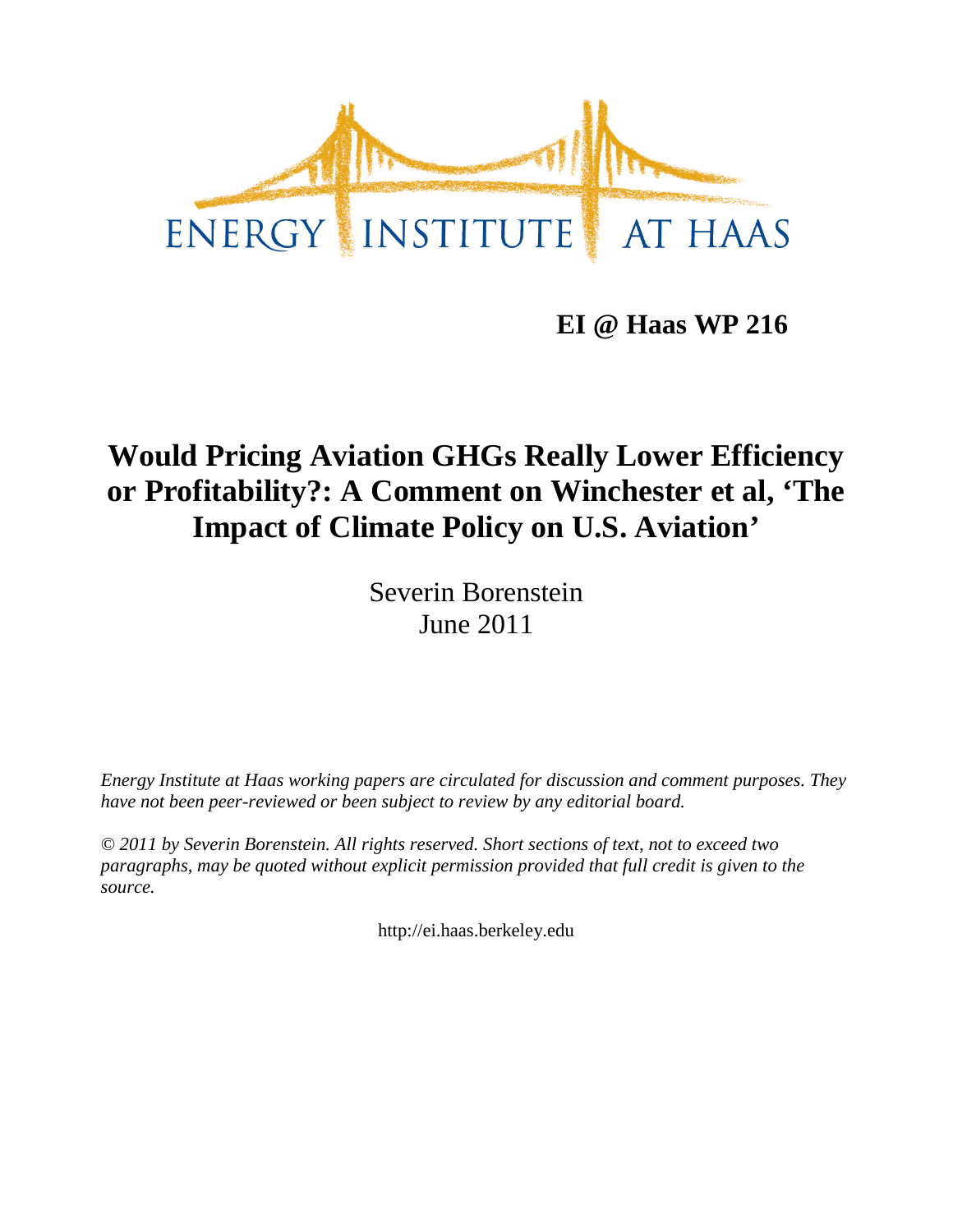ENERGY INSTITUTE AT HAAS

**EI @ Haas WP 216**

# Would Pricing Aviation GHGs Really Lower Efficiency or Profitability?: A Comment on Winchester et al, 'The Impact of Climate Policy on U.S. Aviation'

Severin Borenstein
June 2011

*Energy Institute at Haas working papers are circulated for discussion and comment purposes. They have not been peer-reviewed or been subject to review by any editorial board.*

*© 2011 by Severin Borenstein. All rights reserved. Short sections of text, not to exceed two paragraphs, may be quoted without explicit permission provided that full credit is given to the source.*

http://ei.haas.berkeley.edu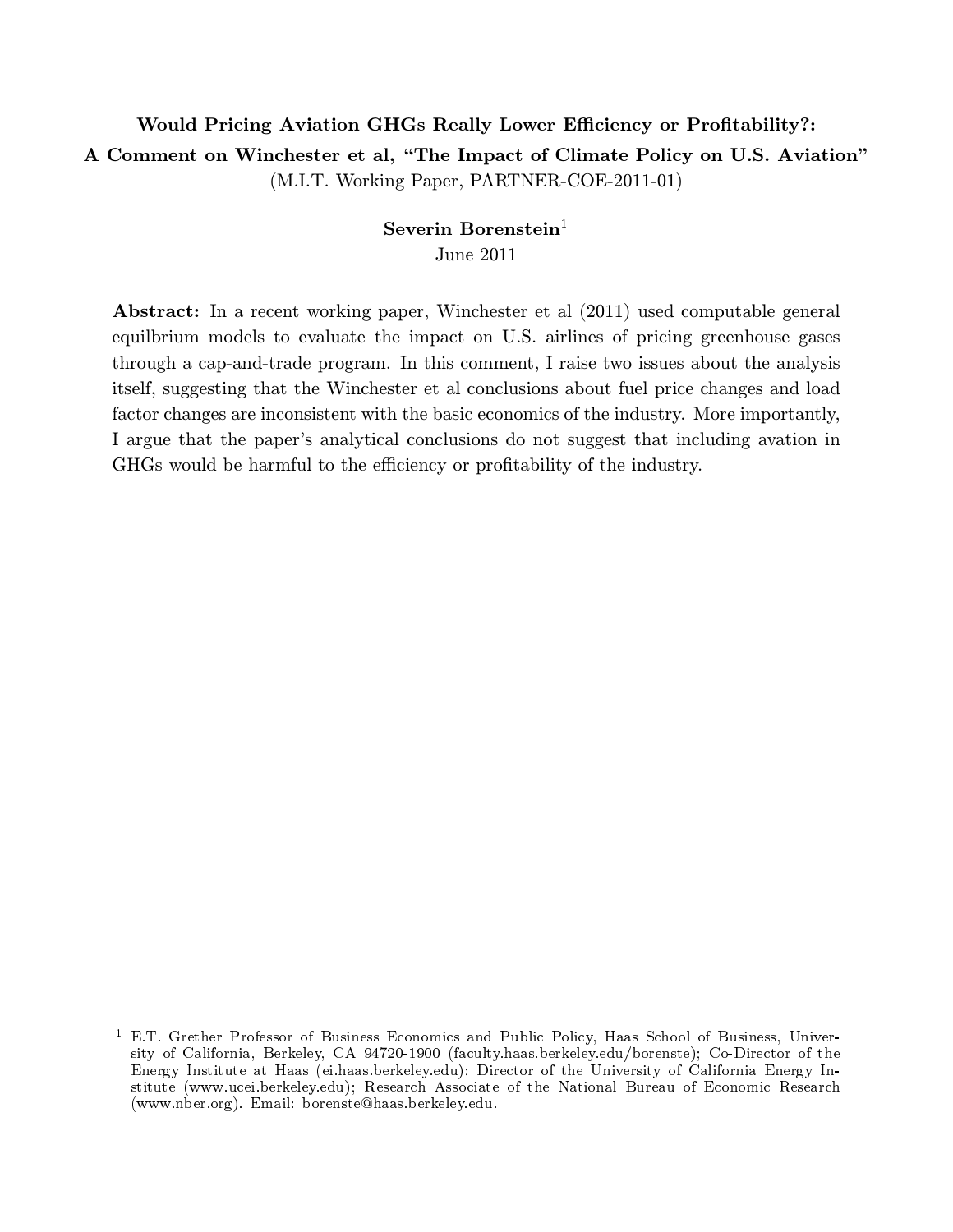**Would Pricing Aviation GHGs Really Lower Efficiency or Profitability?: A Comment on Winchester et al, "The Impact of Climate Policy on U.S. Aviation"**

(M.I.T. Working Paper, PARTNER-COE-2011-01)

**Severin Borenstein**[1]

June 2011

**Abstract:** In a recent working paper, Winchester et al (2011) used computable general equilbrium models to evaluate the impact on U.S. airlines of pricing greenhouse gases through a cap-and-trade program. In this comment, I raise two issues about the analysis itself, suggesting that the Winchester et al conclusions about fuel price changes and load factor changes are inconsistent with the basic economics of the industry. More importantly, I argue that the paper's analytical conclusions do not suggest that including avation in GHGs would be harmful to the efficiency or profitability of the industry.

---

[1] E.T. Grether Professor of Business Economics and Public Policy, Haas School of Business, University of California, Berkeley, CA 94720-1900 (faculty.haas.berkeley.edu/borenste); Co-Director of the Energy Institute at Haas (ei.haas.berkeley.edu); Director of the University of California Energy Institute (www.ucei.berkeley.edu); Research Associate of the National Bureau of Economic Research (www.nber.org). Email: borenste@haas.berkeley.edu.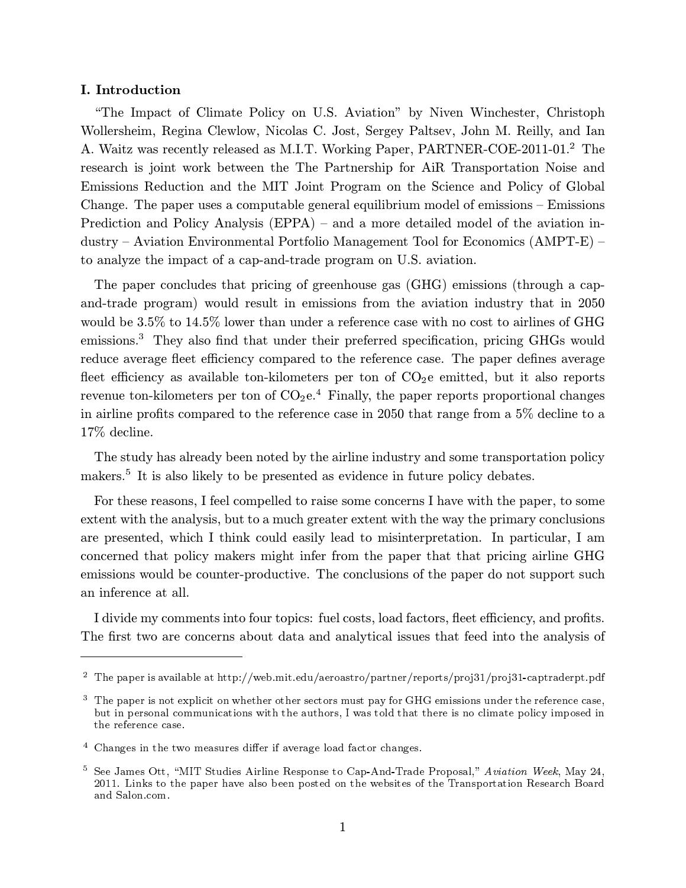## I. Introduction

"The Impact of Climate Policy on U.S. Aviation" by Niven Winchester, Christoph Wollersheim, Regina Clewlow, Nicolas C. Jost, Sergey Paltsev, John M. Reilly, and Ian A. Waitz was recently released as M.I.T. Working Paper, PARTNER-COE-2011-01.[2] The research is joint work between the The Partnership for AiR Transportation Noise and Emissions Reduction and the MIT Joint Program on the Science and Policy of Global Change. The paper uses a computable general equilibrium model of emissions – Emissions Prediction and Policy Analysis (EPPA) – and a more detailed model of the aviation industry – Aviation Environmental Portfolio Management Tool for Economics (AMPT-E) – to analyze the impact of a cap-and-trade program on U.S. aviation.

The paper concludes that pricing of greenhouse gas (GHG) emissions (through a cap-and-trade program) would result in emissions from the aviation industry that in 2050 would be 3.5% to 14.5% lower than under a reference case with no cost to airlines of GHG emissions.[3] They also find that under their preferred specification, pricing GHGs would reduce average fleet efficiency compared to the reference case. The paper defines average fleet efficiency as available ton-kilometers per ton of $CO_2$e emitted, but it also reports revenue ton-kilometers per ton of $CO_2$e.[4] Finally, the paper reports proportional changes in airline profits compared to the reference case in 2050 that range from a 5% decline to a 17% decline.

The study has already been noted by the airline industry and some transportation policy makers.[5] It is also likely to be presented as evidence in future policy debates.

For these reasons, I feel compelled to raise some concerns I have with the paper, to some extent with the analysis, but to a much greater extent with the way the primary conclusions are presented, which I think could easily lead to misinterpretation. In particular, I am concerned that policy makers might infer from the paper that that pricing airline GHG emissions would be counter-productive. The conclusions of the paper do not support such an inference at all.

I divide my comments into four topics: fuel costs, load factors, fleet efficiency, and profits. The first two are concerns about data and analytical issues that feed into the analysis of

---

[2] The paper is available at http://web.mit.edu/aeroastro/partner/reports/proj31/proj31-captraderpt.pdf

[3] The paper is not explicit on whether other sectors must pay for GHG emissions under the reference case, but in personal communications with the authors, I was told that there is no climate policy imposed in the reference case.

[4] Changes in the two measures differ if average load factor changes.

[5] See James Ott, "MIT Studies Airline Response to Cap-And-Trade Proposal," *Aviation Week*, May 24, 2011. Links to the paper have also been posted on the websites of the Transportation Research Board and Salon.com.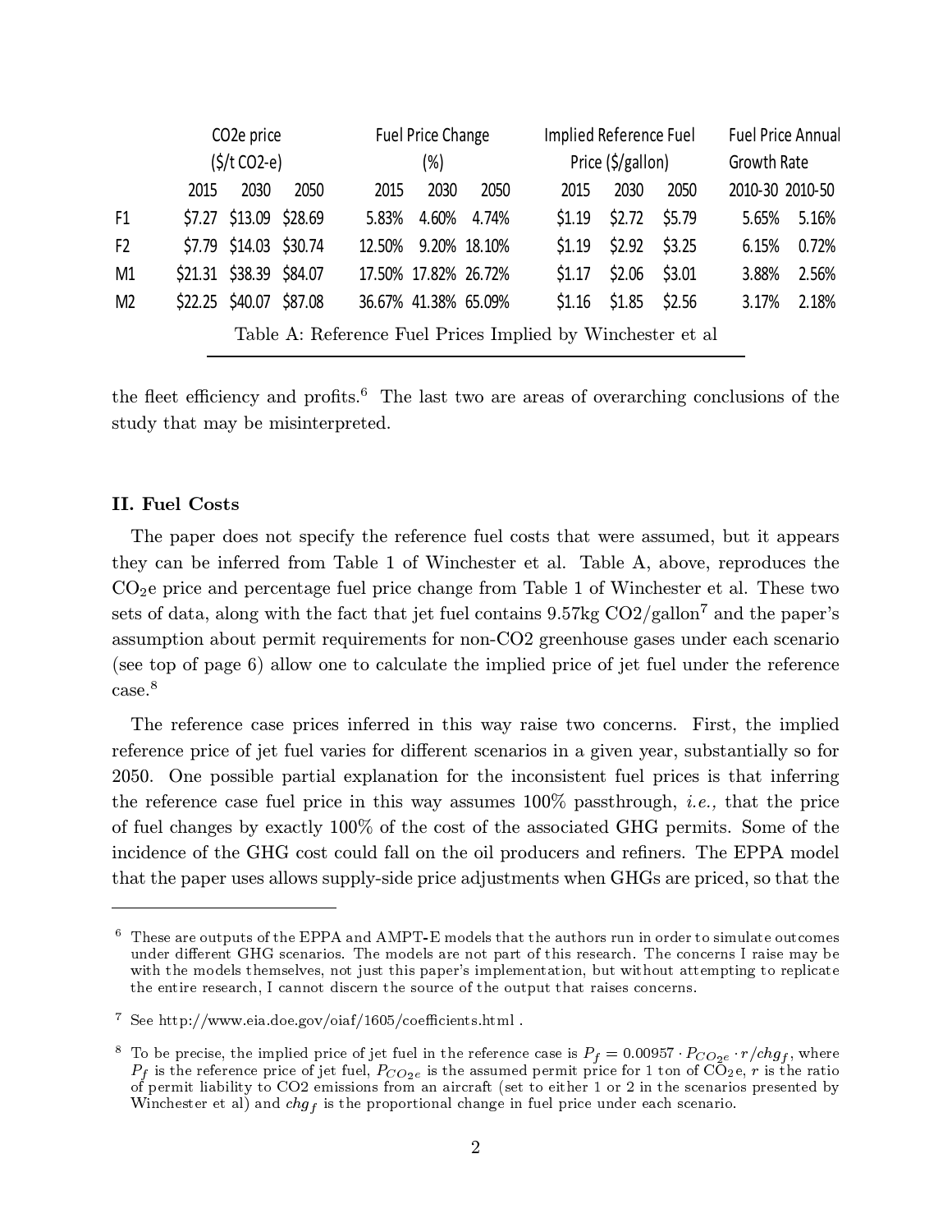| | CO2e price ($/t CO2-e) | | | Fuel Price Change (%) | | | Implied Reference Fuel Price ($/gallon) | | | Fuel Price Annual Growth Rate | |
|---|---|---|---|---|---|---|---|---|---|---|---|
| | 2015 | 2030 | 2050 | 2015 | 2030 | 2050 | 2015 | 2030 | 2050 | 2010-30 | 2010-50 |
| F1 | $7.27 | $13.09 | $28.69 | 5.83% | 4.60% | 4.74% | $1.19 | $2.72 | $5.79 | 5.65% | 5.16% |
| F2 | $7.79 | $14.03 | $30.74 | 12.50% | 9.20% | 18.10% | $1.19 | $2.92 | $3.25 | 6.15% | 0.72% |
| M1 | $21.31 | $38.39 | $84.07 | 17.50% | 17.82% | 26.72% | $1.17 | $2.06 | $3.01 | 3.88% | 2.56% |
| M2 | $22.25 | $40.07 | $87.08 | 36.67% | 41.38% | 65.09% | $1.16 | $1.85 | $2.56 | 3.17% | 2.18% |

Table A: Reference Fuel Prices Implied by Winchester et al

the fleet efficiency and profits.[6] The last two are areas of overarching conclusions of the study that may be misinterpreted.

### II. Fuel Costs

The paper does not specify the reference fuel costs that were assumed, but it appears they can be inferred from Table 1 of Winchester et al. Table A, above, reproduces the $CO_2$e price and percentage fuel price change from Table 1 of Winchester et al. These two sets of data, along with the fact that jet fuel contains 9.57kg CO2/gallon[7] and the paper's assumption about permit requirements for non-CO2 greenhouse gases under each scenario (see top of page 6) allow one to calculate the implied price of jet fuel under the reference case.[8]

The reference case prices inferred in this way raise two concerns. First, the implied reference price of jet fuel varies for different scenarios in a given year, substantially so for 2050. One possible partial explanation for the inconsistent fuel prices is that inferring the reference case fuel price in this way assumes 100% passthrough, *i.e.,* that the price of fuel changes by exactly 100% of the cost of the associated GHG permits. Some of the incidence of the GHG cost could fall on the oil producers and refiners. The EPPA model that the paper uses allows supply-side price adjustments when GHGs are priced, so that the

---

[6] These are outputs of the EPPA and AMPT-E models that the authors run in order to simulate outcomes under different GHG scenarios. The models are not part of this research. The concerns I raise may be with the models themselves, not just this paper's implementation, but without attempting to replicate the entire research, I cannot discern the source of the output that raises concerns.

[7] See http://www.eia.doe.gov/oiaf/1605/coefficients.html .

[8] To be precise, the implied price of jet fuel in the reference case is $P_f = 0.00957 \cdot P_{CO_2e} \cdot r / chg_f$, where $P_f$ is the reference price of jet fuel, $P_{CO_2e}$ is the assumed permit price for 1 ton of $CO_2$e, $r$ is the ratio of permit liability to CO2 emissions from an aircraft (set to either 1 or 2 in the scenarios presented by Winchester et al) and $chg_f$ is the proportional change in fuel price under each scenario.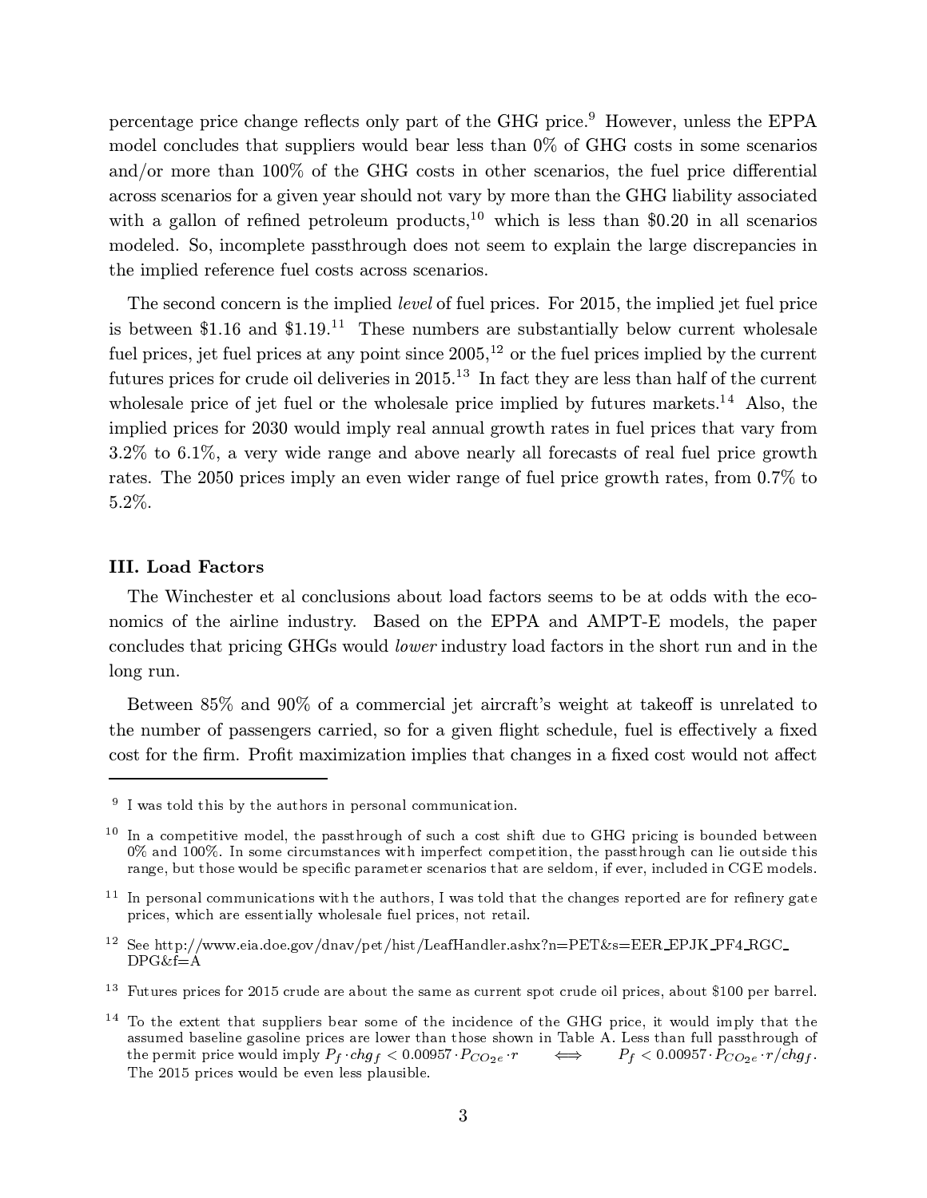percentage price change reflects only part of the GHG price.[9] However, unless the EPPA model concludes that suppliers would bear less than 0% of GHG costs in some scenarios and/or more than 100% of the GHG costs in other scenarios, the fuel price differential across scenarios for a given year should not vary by more than the GHG liability associated with a gallon of refined petroleum products,[10] which is less than $0.20 in all scenarios modeled. So, incomplete passthrough does not seem to explain the large discrepancies in the implied reference fuel costs across scenarios.

The second concern is the implied *level* of fuel prices. For 2015, the implied jet fuel price is between $1.16 and $1.19.[11] These numbers are substantially below current wholesale fuel prices, jet fuel prices at any point since 2005,[12] or the fuel prices implied by the current futures prices for crude oil deliveries in 2015.[13] In fact they are less than half of the current wholesale price of jet fuel or the wholesale price implied by futures markets.[14] Also, the implied prices for 2030 would imply real annual growth rates in fuel prices that vary from 3.2% to 6.1%, a very wide range and above nearly all forecasts of real fuel price growth rates. The 2050 prices imply an even wider range of fuel price growth rates, from 0.7% to 5.2%.

### III. Load Factors

The Winchester et al conclusions about load factors seems to be at odds with the economics of the airline industry. Based on the EPPA and AMPT-E models, the paper concludes that pricing GHGs would *lower* industry load factors in the short run and in the long run.

Between 85% and 90% of a commercial jet aircraft's weight at takeoff is unrelated to the number of passengers carried, so for a given flight schedule, fuel is effectively a fixed cost for the firm. Profit maximization implies that changes in a fixed cost would not affect

---

[9] I was told this by the authors in personal communication.

[10] In a competitive model, the passthrough of such a cost shift due to GHG pricing is bounded between 0% and 100%. In some circumstances with imperfect competition, the passthrough can lie outside this range, but those would be specific parameter scenarios that are seldom, if ever, included in CGE models.

[11] In personal communications with the authors, I was told that the changes reported are for refinery gate prices, which are essentially wholesale fuel prices, not retail.

[12] See http://www.eia.doe.gov/dnav/pet/hist/LeafHandler.ashx?n=PET&s=EER_EPJK_PF4_RGC_DPG&f=A

[13] Futures prices for 2015 crude are about the same as current spot crude oil prices, about $100 per barrel.

[14] To the extent that suppliers bear some of the incidence of the GHG price, it would imply that the assumed baseline gasoline prices are lower than those shown in Table A. Less than full passthrough of the permit price would imply $P_f \cdot chg_f < 0.00957 \cdot P_{CO_2e} \cdot r \iff P_f < 0.00957 \cdot P_{CO_2e} \cdot r / chg_f$. The 2015 prices would be even less plausible.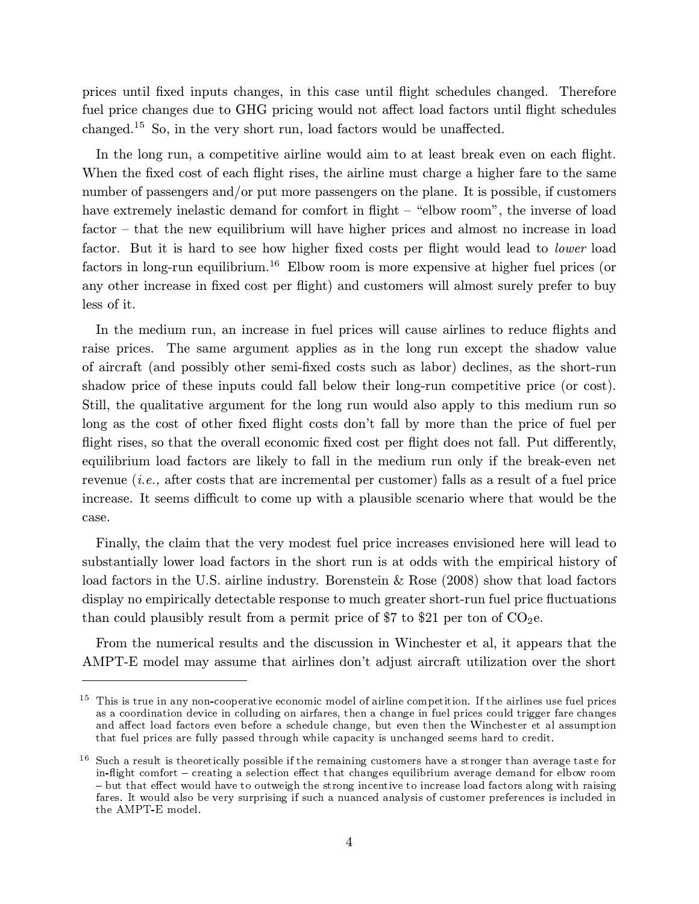prices until fixed inputs changes, in this case until flight schedules changed. Therefore fuel price changes due to GHG pricing would not affect load factors until flight schedules changed.[15] So, in the very short run, load factors would be unaffected.

In the long run, a competitive airline would aim to at least break even on each flight. When the fixed cost of each flight rises, the airline must charge a higher fare to the same number of passengers and/or put more passengers on the plane. It is possible, if customers have extremely inelastic demand for comfort in flight – "elbow room", the inverse of load factor – that the new equilibrium will have higher prices and almost no increase in load factor. But it is hard to see how higher fixed costs per flight would lead to *lower* load factors in long-run equilibrium.[16] Elbow room is more expensive at higher fuel prices (or any other increase in fixed cost per flight) and customers will almost surely prefer to buy less of it.

In the medium run, an increase in fuel prices will cause airlines to reduce flights and raise prices. The same argument applies as in the long run except the shadow value of aircraft (and possibly other semi-fixed costs such as labor) declines, as the short-run shadow price of these inputs could fall below their long-run competitive price (or cost). Still, the qualitative argument for the long run would also apply to this medium run so long as the cost of other fixed flight costs don't fall by more than the price of fuel per flight rises, so that the overall economic fixed cost per flight does not fall. Put differently, equilibrium load factors are likely to fall in the medium run only if the break-even net revenue (*i.e.,* after costs that are incremental per customer) falls as a result of a fuel price increase. It seems difficult to come up with a plausible scenario where that would be the case.

Finally, the claim that the very modest fuel price increases envisioned here will lead to substantially lower load factors in the short run is at odds with the empirical history of load factors in the U.S. airline industry. Borenstein & Rose (2008) show that load factors display no empirically detectable response to much greater short-run fuel price fluctuations than could plausibly result from a permit price of \$7 to \$21 per ton of $CO_2$e.

From the numerical results and the discussion in Winchester et al, it appears that the AMPT-E model may assume that airlines don't adjust aircraft utilization over the short

---

[15] This is true in any non-cooperative economic model of airline competition. If the airlines use fuel prices as a coordination device in colluding on airfares, then a change in fuel prices could trigger fare changes and affect load factors even before a schedule change, but even then the Winchester et al assumption that fuel prices are fully passed through while capacity is unchanged seems hard to credit.

[16] Such a result is theoretically possible if the remaining customers have a stronger than average taste for in-flight comfort – creating a selection effect that changes equilibrium average demand for elbow room – but that effect would have to outweigh the strong incentive to increase load factors along with raising fares. It would also be very surprising if such a nuanced analysis of customer preferences is included in the AMPT-E model.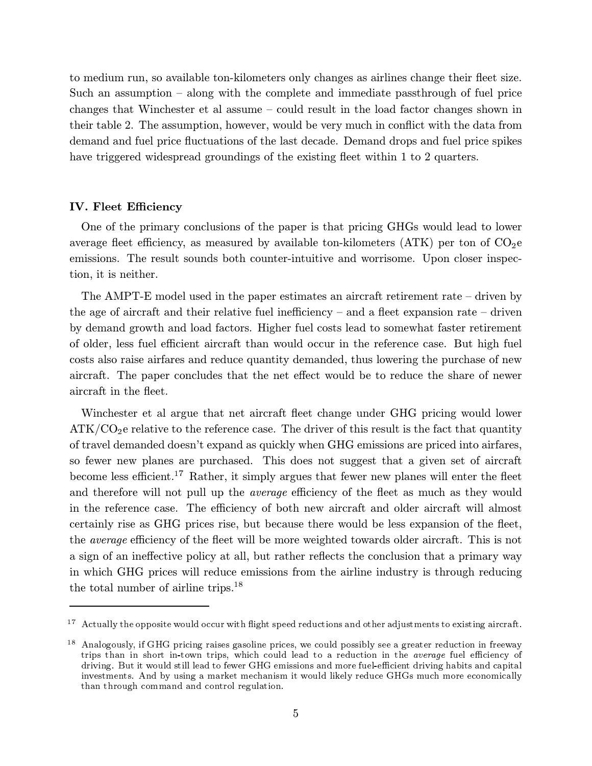to medium run, so available ton-kilometers only changes as airlines change their fleet size. Such an assumption – along with the complete and immediate passthrough of fuel price changes that Winchester et al assume – could result in the load factor changes shown in their table 2. The assumption, however, would be very much in conflict with the data from demand and fuel price fluctuations of the last decade. Demand drops and fuel price spikes have triggered widespread groundings of the existing fleet within 1 to 2 quarters.

### IV. Fleet Efficiency

One of the primary conclusions of the paper is that pricing GHGs would lead to lower average fleet efficiency, as measured by available ton-kilometers (ATK) per ton of $CO_2$e emissions. The result sounds both counter-intuitive and worrisome. Upon closer inspection, it is neither.

The AMPT-E model used in the paper estimates an aircraft retirement rate – driven by the age of aircraft and their relative fuel inefficiency – and a fleet expansion rate – driven by demand growth and load factors. Higher fuel costs lead to somewhat faster retirement of older, less fuel efficient aircraft than would occur in the reference case. But high fuel costs also raise airfares and reduce quantity demanded, thus lowering the purchase of new aircraft. The paper concludes that the net effect would be to reduce the share of newer aircraft in the fleet.

Winchester et al argue that net aircraft fleet change under GHG pricing would lower ATK/$CO_2$e relative to the reference case. The driver of this result is the fact that quantity of travel demanded doesn't expand as quickly when GHG emissions are priced into airfares, so fewer new planes are purchased. This does not suggest that a given set of aircraft become less efficient.[17] Rather, it simply argues that fewer new planes will enter the fleet and therefore will not pull up the *average* efficiency of the fleet as much as they would in the reference case. The efficiency of both new aircraft and older aircraft will almost certainly rise as GHG prices rise, but because there would be less expansion of the fleet, the *average* efficiency of the fleet will be more weighted towards older aircraft. This is not a sign of an ineffective policy at all, but rather reflects the conclusion that a primary way in which GHG prices will reduce emissions from the airline industry is through reducing the total number of airline trips.[18]

---

[17] Actually the opposite would occur with flight speed reductions and other adjustments to existing aircraft.

[18] Analogously, if GHG pricing raises gasoline prices, we could possibly see a greater reduction in freeway trips than in short in-town trips, which could lead to a reduction in the *average* fuel efficiency of driving. But it would still lead to fewer GHG emissions and more fuel-efficient driving habits and capital investments. And by using a market mechanism it would likely reduce GHGs much more economically than through command and control regulation.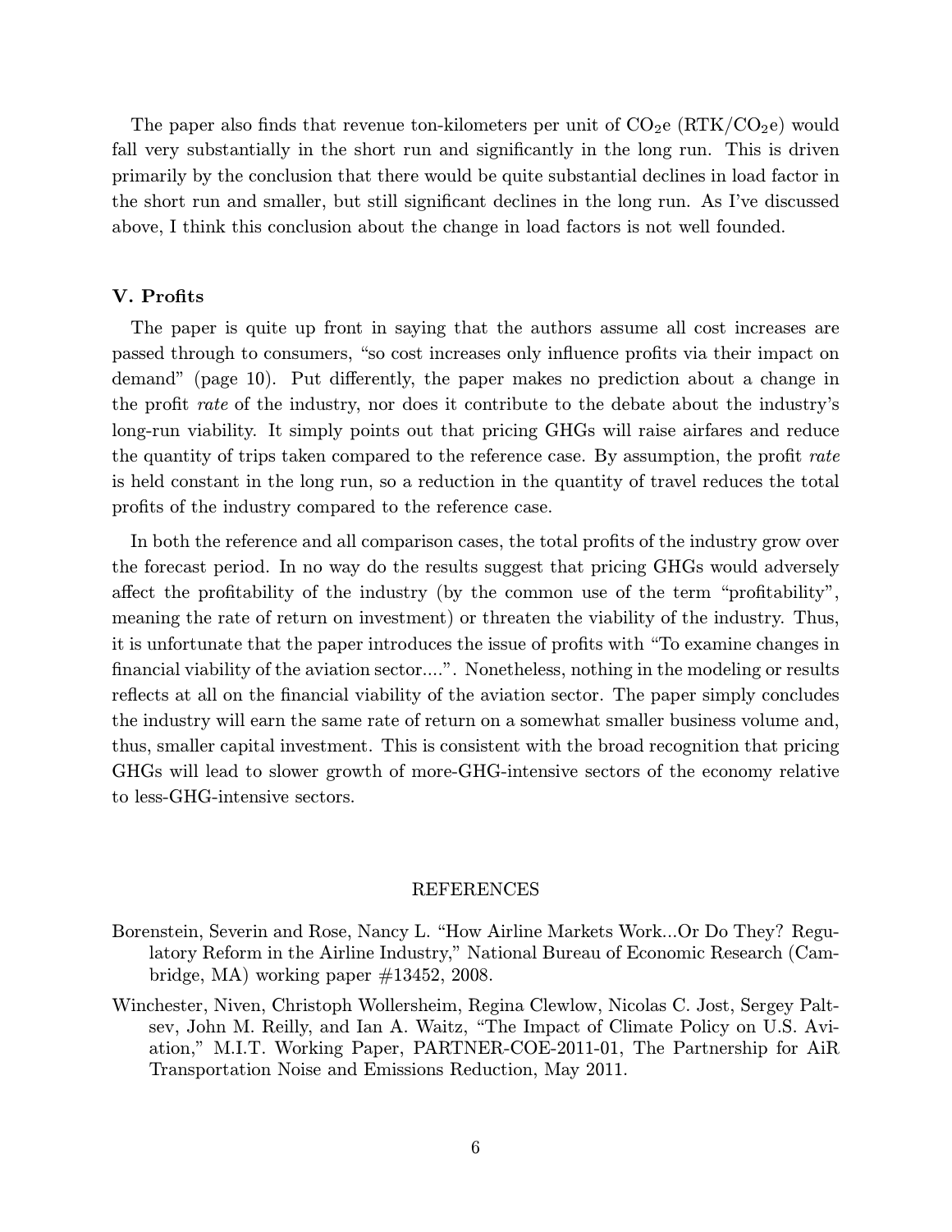The paper also finds that revenue ton-kilometers per unit of $CO_2e$ ($RTK/CO_2e$) would fall very substantially in the short run and significantly in the long run. This is driven primarily by the conclusion that there would be quite substantial declines in load factor in the short run and smaller, but still significant declines in the long run. As I've discussed above, I think this conclusion about the change in load factors is not well founded.

### V. Profits

The paper is quite up front in saying that the authors assume all cost increases are passed through to consumers, "so cost increases only influence profits via their impact on demand" (page 10). Put differently, the paper makes no prediction about a change in the profit *rate* of the industry, nor does it contribute to the debate about the industry's long-run viability. It simply points out that pricing GHGs will raise airfares and reduce the quantity of trips taken compared to the reference case. By assumption, the profit *rate* is held constant in the long run, so a reduction in the quantity of travel reduces the total profits of the industry compared to the reference case.

In both the reference and all comparison cases, the total profits of the industry grow over the forecast period. In no way do the results suggest that pricing GHGs would adversely affect the profitability of the industry (by the common use of the term "profitability", meaning the rate of return on investment) or threaten the viability of the industry. Thus, it is unfortunate that the paper introduces the issue of profits with "To examine changes in financial viability of the aviation sector....". Nonetheless, nothing in the modeling or results reflects at all on the financial viability of the aviation sector. The paper simply concludes the industry will earn the same rate of return on a somewhat smaller business volume and, thus, smaller capital investment. This is consistent with the broad recognition that pricing GHGs will lead to slower growth of more-GHG-intensive sectors of the economy relative to less-GHG-intensive sectors.

### REFERENCES

Borenstein, Severin and Rose, Nancy L. "How Airline Markets Work...Or Do They? Regulatory Reform in the Airline Industry," National Bureau of Economic Research (Cambridge, MA) working paper #13452, 2008.

Winchester, Niven, Christoph Wollersheim, Regina Clewlow, Nicolas C. Jost, Sergey Paltsev, John M. Reilly, and Ian A. Waitz, "The Impact of Climate Policy on U.S. Aviation," M.I.T. Working Paper, PARTNER-COE-2011-01, The Partnership for AiR Transportation Noise and Emissions Reduction, May 2011.